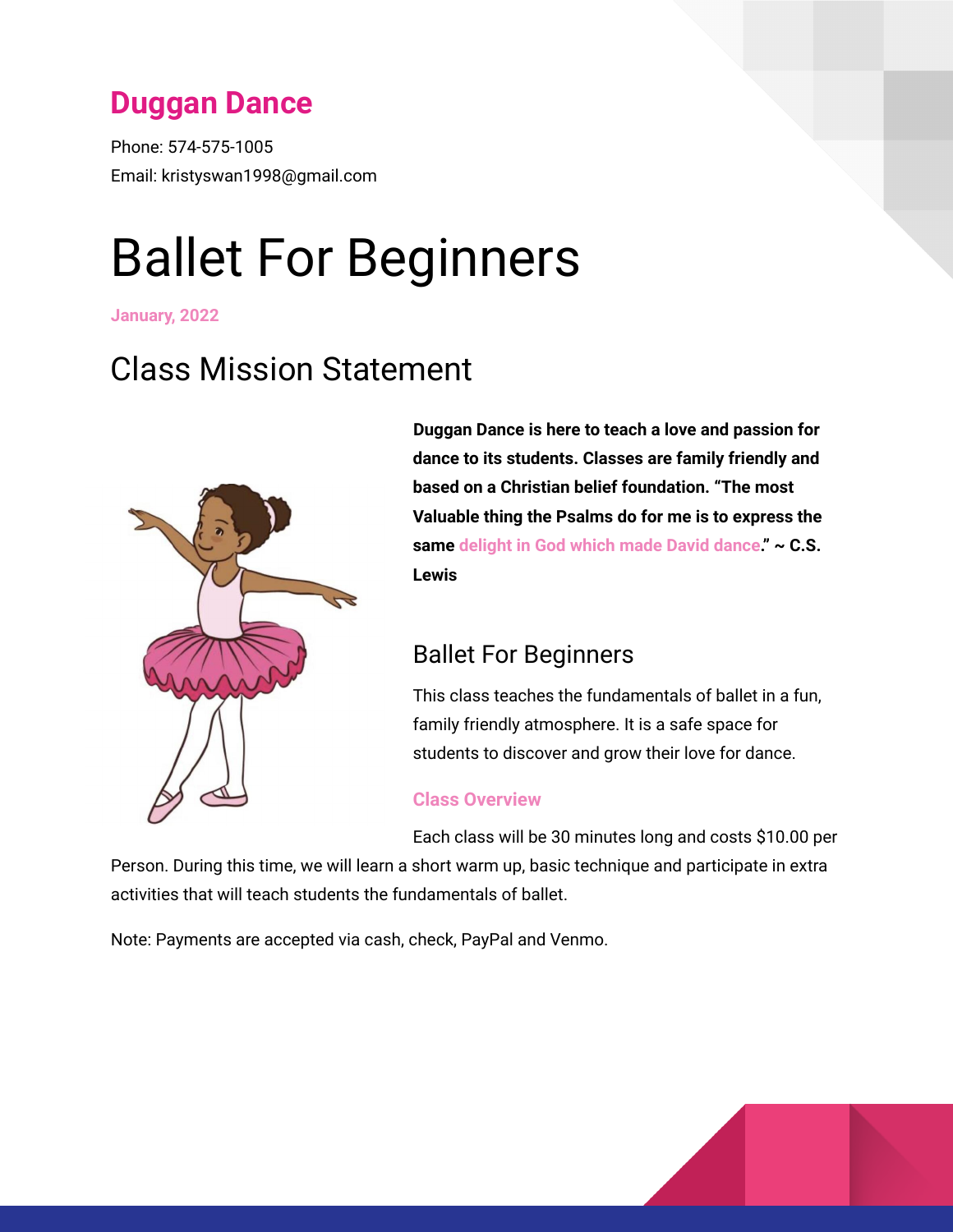# Duggan Dance

Phone: 574-575-1005
Email: kristyswan1998@gmail.com

# Ballet For Beginners

**January, 2022**

## Class Mission Statement

**Duggan Dance is here to teach a love and passion for dance to its students. Classes are family friendly and based on a Christian belief foundation. "The most Valuable thing the Psalms do for me is to express the same delight in God which made David dance." ~ C.S. Lewis**

### Ballet For Beginners

This class teaches the fundamentals of ballet in a fun, family friendly atmosphere. It is a safe space for students to discover and grow their love for dance.

#### Class Overview

Each class will be 30 minutes long and costs $10.00 per Person. During this time, we will learn a short warm up, basic technique and participate in extra activities that will teach students the fundamentals of ballet.

Note: Payments are accepted via cash, check, PayPal and Venmo.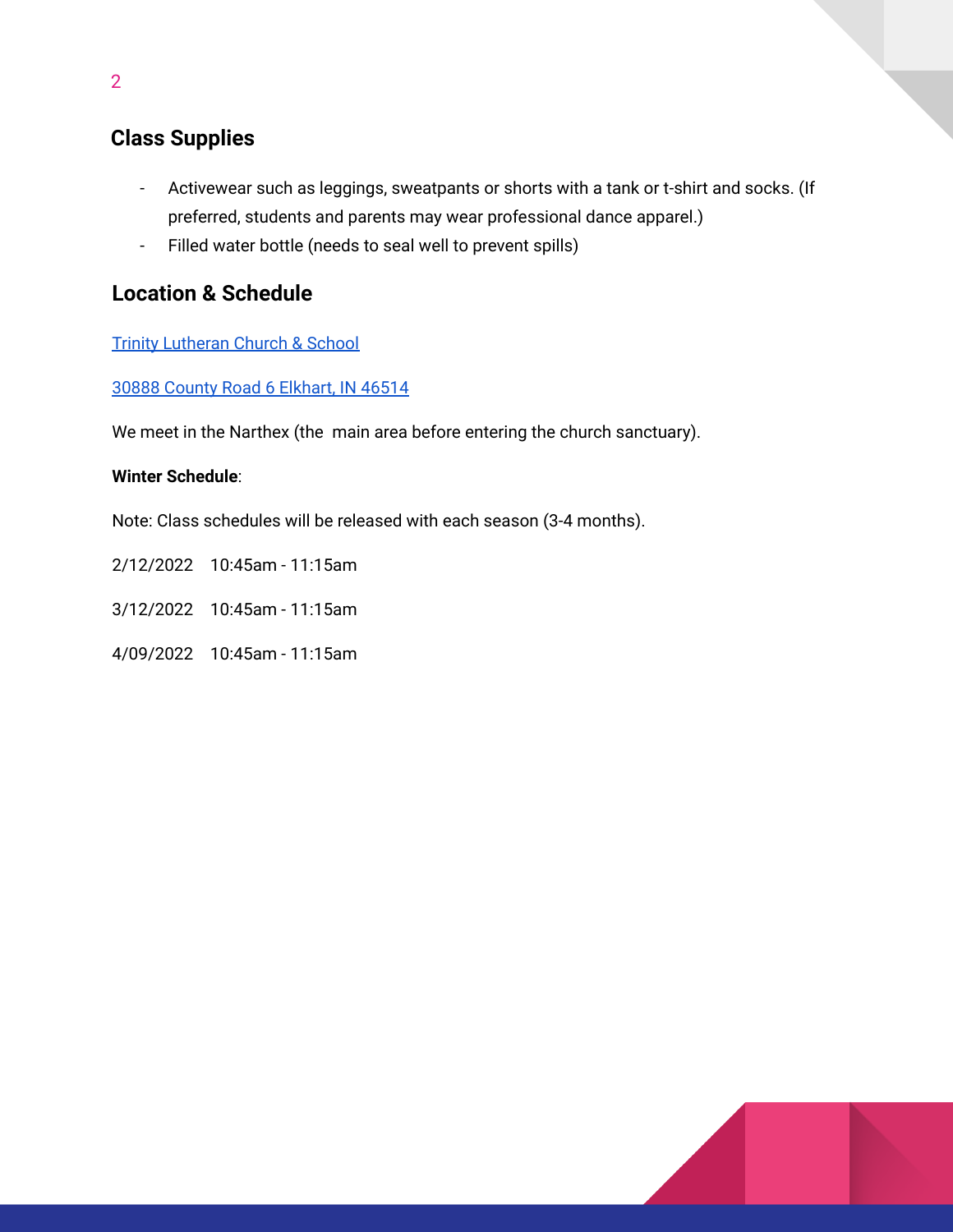## Class Supplies

- Activewear such as leggings, sweatpants or shorts with a tank or t-shirt and socks. (If preferred, students and parents may wear professional dance apparel.)
- Filled water bottle (needs to seal well to prevent spills)

## Location & Schedule

Trinity Lutheran Church & School

30888 County Road 6 Elkhart, IN 46514

We meet in the Narthex (the  main area before entering the church sanctuary).

**Winter Schedule**:

Note: Class schedules will be released with each season (3-4 months).

2/12/2022    10:45am - 11:15am

3/12/2022    10:45am - 11:15am

4/09/2022    10:45am - 11:15am